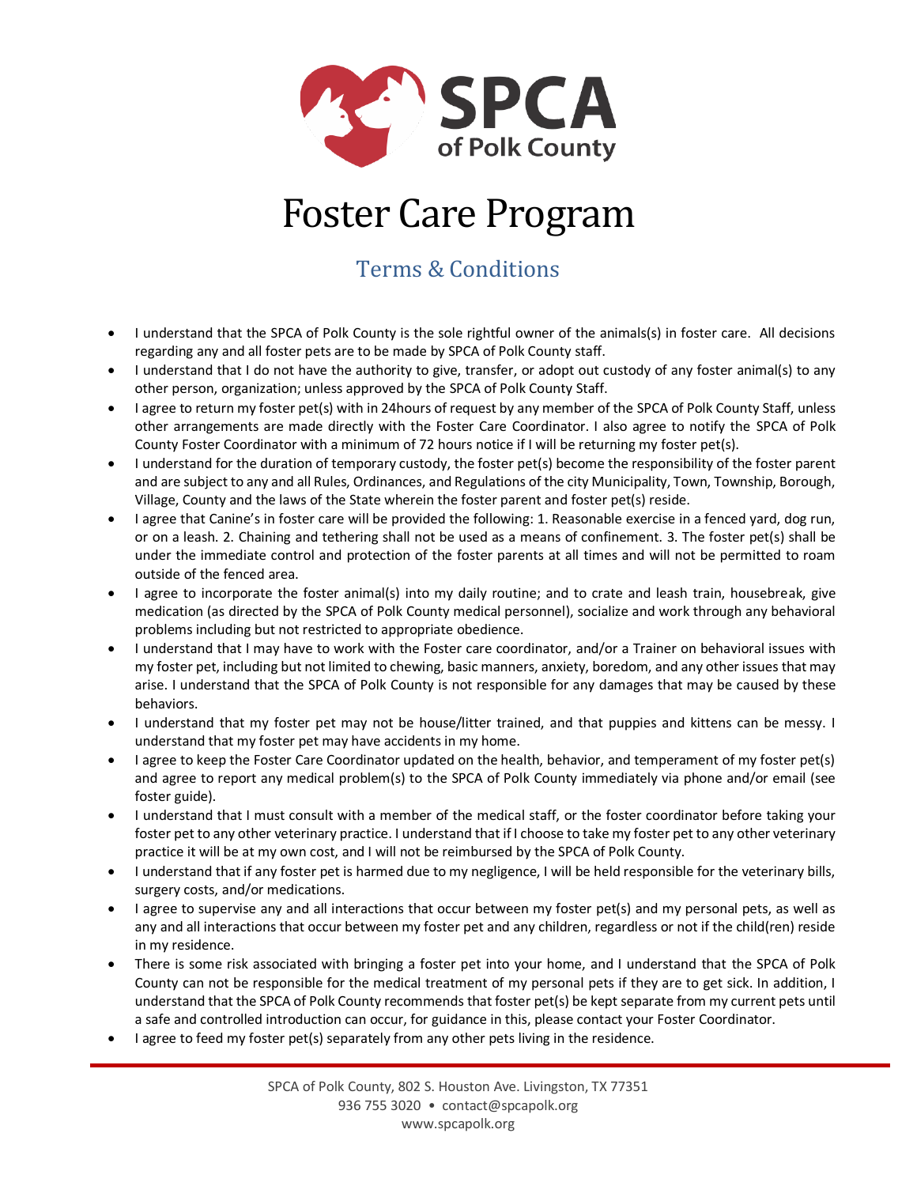SPCA
of Polk County

# Foster Care Program

## Terms & Conditions

- I understand that the SPCA of Polk County is the sole rightful owner of the animals(s) in foster care. All decisions regarding any and all foster pets are to be made by SPCA of Polk County staff.
- I understand that I do not have the authority to give, transfer, or adopt out custody of any foster animal(s) to any other person, organization; unless approved by the SPCA of Polk County Staff.
- I agree to return my foster pet(s) with in 24hours of request by any member of the SPCA of Polk County Staff, unless other arrangements are made directly with the Foster Care Coordinator. I also agree to notify the SPCA of Polk County Foster Coordinator with a minimum of 72 hours notice if I will be returning my foster pet(s).
- I understand for the duration of temporary custody, the foster pet(s) become the responsibility of the foster parent and are subject to any and all Rules, Ordinances, and Regulations of the city Municipality, Town, Township, Borough, Village, County and the laws of the State wherein the foster parent and foster pet(s) reside.
- I agree that Canine's in foster care will be provided the following: 1. Reasonable exercise in a fenced yard, dog run, or on a leash. 2. Chaining and tethering shall not be used as a means of confinement. 3. The foster pet(s) shall be under the immediate control and protection of the foster parents at all times and will not be permitted to roam outside of the fenced area.
- I agree to incorporate the foster animal(s) into my daily routine; and to crate and leash train, housebreak, give medication (as directed by the SPCA of Polk County medical personnel), socialize and work through any behavioral problems including but not restricted to appropriate obedience.
- I understand that I may have to work with the Foster care coordinator, and/or a Trainer on behavioral issues with my foster pet, including but not limited to chewing, basic manners, anxiety, boredom, and any other issues that may arise. I understand that the SPCA of Polk County is not responsible for any damages that may be caused by these behaviors.
- I understand that my foster pet may not be house/litter trained, and that puppies and kittens can be messy. I understand that my foster pet may have accidents in my home.
- I agree to keep the Foster Care Coordinator updated on the health, behavior, and temperament of my foster pet(s) and agree to report any medical problem(s) to the SPCA of Polk County immediately via phone and/or email (see foster guide).
- I understand that I must consult with a member of the medical staff, or the foster coordinator before taking your foster pet to any other veterinary practice. I understand that if I choose to take my foster pet to any other veterinary practice it will be at my own cost, and I will not be reimbursed by the SPCA of Polk County.
- I understand that if any foster pet is harmed due to my negligence, I will be held responsible for the veterinary bills, surgery costs, and/or medications.
- I agree to supervise any and all interactions that occur between my foster pet(s) and my personal pets, as well as any and all interactions that occur between my foster pet and any children, regardless or not if the child(ren) reside in my residence.
- There is some risk associated with bringing a foster pet into your home, and I understand that the SPCA of Polk County can not be responsible for the medical treatment of my personal pets if they are to get sick. In addition, I understand that the SPCA of Polk County recommends that foster pet(s) be kept separate from my current pets until a safe and controlled introduction can occur, for guidance in this, please contact your Foster Coordinator.
- I agree to feed my foster pet(s) separately from any other pets living in the residence.

SPCA of Polk County, 802 S. Houston Ave. Livingston, TX 77351
936 755 3020 • contact@spcapolk.org
www.spcapolk.org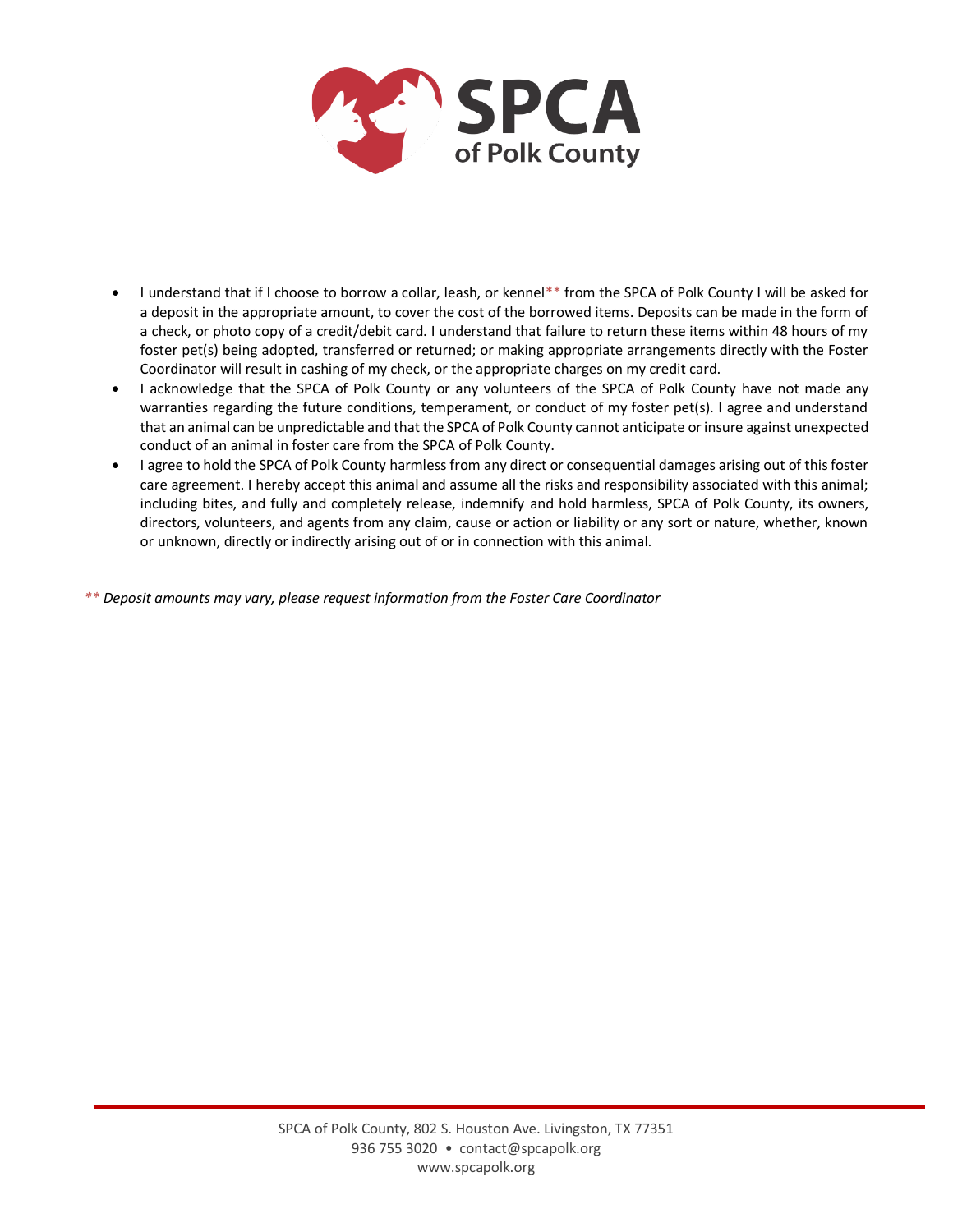- I understand that if I choose to borrow a collar, leash, or kennel** from the SPCA of Polk County I will be asked for a deposit in the appropriate amount, to cover the cost of the borrowed items. Deposits can be made in the form of a check, or photo copy of a credit/debit card. I understand that failure to return these items within 48 hours of my foster pet(s) being adopted, transferred or returned; or making appropriate arrangements directly with the Foster Coordinator will result in cashing of my check, or the appropriate charges on my credit card.
- I acknowledge that the SPCA of Polk County or any volunteers of the SPCA of Polk County have not made any warranties regarding the future conditions, temperament, or conduct of my foster pet(s). I agree and understand that an animal can be unpredictable and that the SPCA of Polk County cannot anticipate or insure against unexpected conduct of an animal in foster care from the SPCA of Polk County.
- I agree to hold the SPCA of Polk County harmless from any direct or consequential damages arising out of this foster care agreement. I hereby accept this animal and assume all the risks and responsibility associated with this animal; including bites, and fully and completely release, indemnify and hold harmless, SPCA of Polk County, its owners, directors, volunteers, and agents from any claim, cause or action or liability or any sort or nature, whether, known or unknown, directly or indirectly arising out of or in connection with this animal.

*** Deposit amounts may vary, please request information from the Foster Care Coordinator*

SPCA of Polk County, 802 S. Houston Ave. Livingston, TX 77351
936 755 3020 • contact@spcapolk.org
www.spcapolk.org